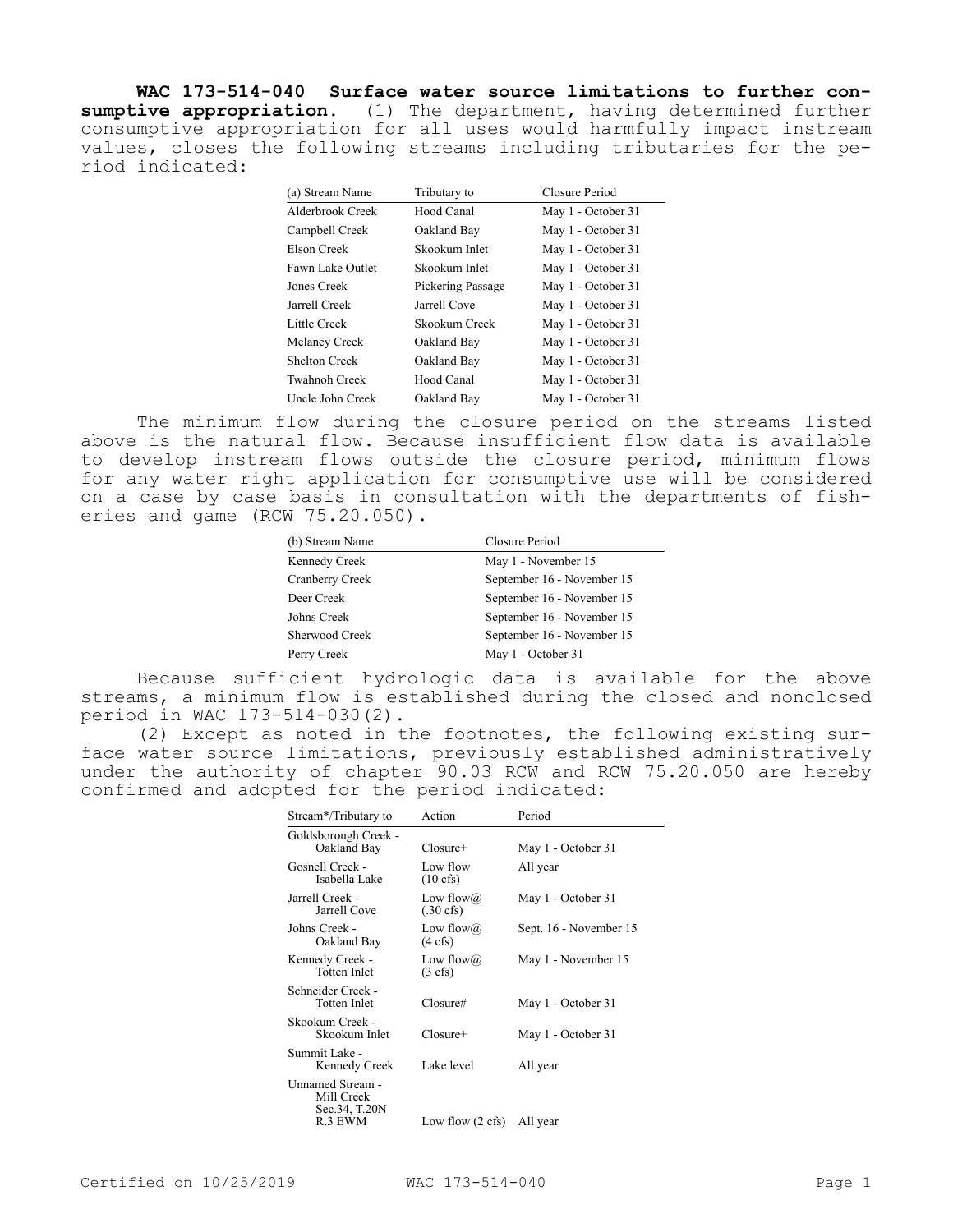**WAC 173-514-040 Surface water source limitations to further consumptive appropriation.** (1) The department, having determined further consumptive appropriation for all uses would harmfully impact instream values, closes the following streams including tributaries for the period indicated:

| (a) Stream Name | Tributary to | Closure Period |
|---|---|---|
| Alderbrook Creek | Hood Canal | May 1 - October 31 |
| Campbell Creek | Oakland Bay | May 1 - October 31 |
| Elson Creek | Skookum Inlet | May 1 - October 31 |
| Fawn Lake Outlet | Skookum Inlet | May 1 - October 31 |
| Jones Creek | Pickering Passage | May 1 - October 31 |
| Jarrell Creek | Jarrell Cove | May 1 - October 31 |
| Little Creek | Skookum Creek | May 1 - October 31 |
| Melaney Creek | Oakland Bay | May 1 - October 31 |
| Shelton Creek | Oakland Bay | May 1 - October 31 |
| Twahnoh Creek | Hood Canal | May 1 - October 31 |
| Uncle John Creek | Oakland Bay | May 1 - October 31 |

The minimum flow during the closure period on the streams listed above is the natural flow. Because insufficient flow data is available to develop instream flows outside the closure period, minimum flows for any water right application for consumptive use will be considered on a case by case basis in consultation with the departments of fisheries and game (RCW 75.20.050).

| (b) Stream Name | Closure Period |
|---|---|
| Kennedy Creek | May 1 - November 15 |
| Cranberry Creek | September 16 - November 15 |
| Deer Creek | September 16 - November 15 |
| Johns Creek | September 16 - November 15 |
| Sherwood Creek | September 16 - November 15 |
| Perry Creek | May 1 - October 31 |

Because sufficient hydrologic data is available for the above streams, a minimum flow is established during the closed and nonclosed period in WAC 173-514-030(2).

(2) Except as noted in the footnotes, the following existing surface water source limitations, previously established administratively under the authority of chapter 90.03 RCW and RCW 75.20.050 are hereby confirmed and adopted for the period indicated:

| Stream*/Tributary to | Action | Period |
|---|---|---|
| Goldsborough Creek - Oakland Bay | Closure+ | May 1 - October 31 |
| Gosnell Creek - Isabella Lake | Low flow (10 cfs) | All year |
| Jarrell Creek - Jarrell Cove | Low flow@ (.30 cfs) | May 1 - October 31 |
| Johns Creek - Oakland Bay | Low flow@ (4 cfs) | Sept. 16 - November 15 |
| Kennedy Creek - Totten Inlet | Low flow@ (3 cfs) | May 1 - November 15 |
| Schneider Creek - Totten Inlet | Closure# | May 1 - October 31 |
| Skookum Creek - Skookum Inlet | Closure+ | May 1 - October 31 |
| Summit Lake - Kennedy Creek | Lake level | All year |
| Unnamed Stream - Mill Creek Sec.34, T.20N R.3 EWM | Low flow (2 cfs) | All year |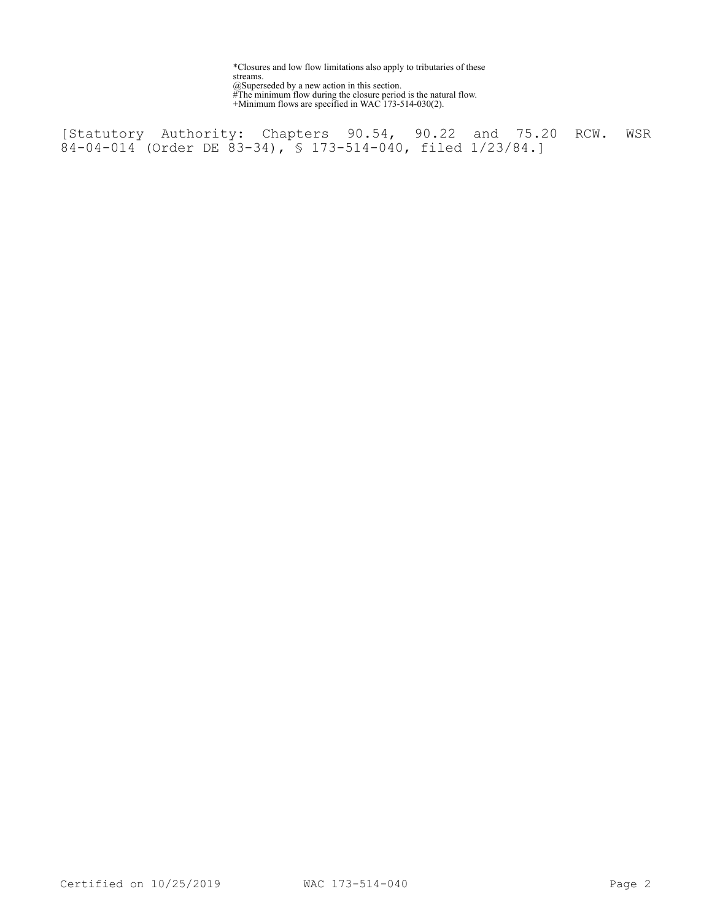*Closures and low flow limitations also apply to tributaries of these streams.
@Superseded by a new action in this section.
#The minimum flow during the closure period is the natural flow.
+Minimum flows are specified in WAC 173-514-030(2).

[Statutory Authority: Chapters 90.54, 90.22 and 75.20 RCW. WSR 84-04-014 (Order DE 83-34), § 173-514-040, filed 1/23/84.]